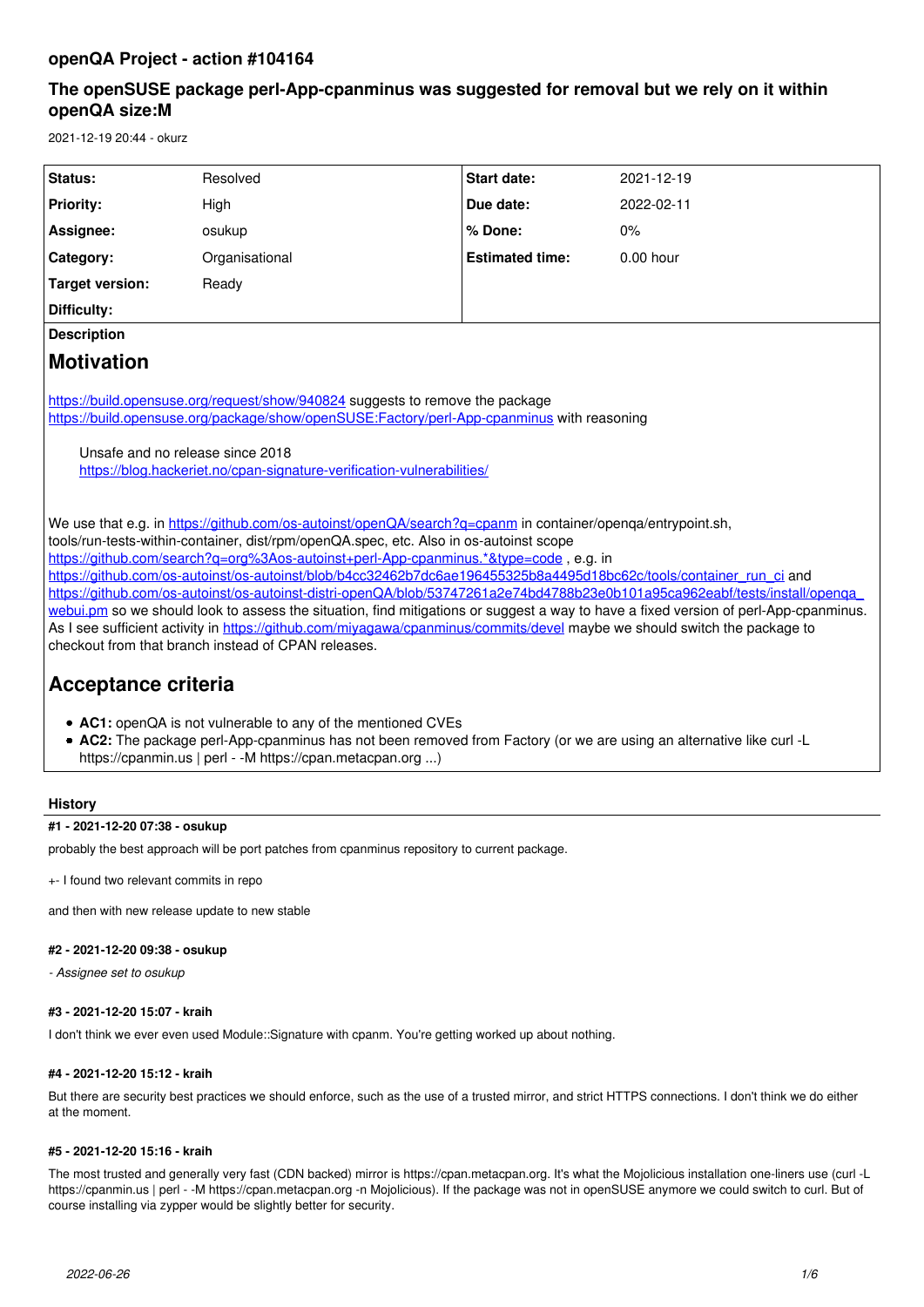# openQA Project - action #104164

## The openSUSE package perl-App-cpanminus was suggested for removal but we rely on it within openQA size:M

2021-12-19 20:44 - okurz

| Status: | Resolved | Start date: | 2021-12-19 |
|---|---|---|---|
| Priority: | High | Due date: | 2022-02-11 |
| Assignee: | osukup | % Done: | 0% |
| Category: | Organisational | Estimated time: | 0.00 hour |
| Target version: | Ready | | |
| Difficulty: | | | |

**Description**

## Motivation

https://build.opensuse.org/request/show/940824 suggests to remove the package https://build.opensuse.org/package/show/openSUSE:Factory/perl-App-cpanminus with reasoning

> Unsafe and no release since 2018
> https://blog.hackeriet.no/cpan-signature-verification-vulnerabilities/

We use that e.g. in https://github.com/os-autoinst/openQA/search?q=cpanm in container/openqa/entrypoint.sh, tools/run-tests-within-container, dist/rpm/openQA.spec, etc. Also in os-autoinst scope https://github.com/search?q=org%3Aos-autoinst+perl-App-cpanminus.*&type=code , e.g. in https://github.com/os-autoinst/os-autoinst/blob/b4cc32462b7dc6ae196455325b8a4495d18bc62c/tools/container_run_ci and https://github.com/os-autoinst/os-autoinst-distri-openQA/blob/53747261a2e74bd4788b23e0b101a95ca962eabf/tests/install/openqa_webui.pm so we should look to assess the situation, find mitigations or suggest a way to have a fixed version of perl-App-cpanminus. As I see sufficient activity in https://github.com/miyagawa/cpanminus/commits/devel maybe we should switch the package to checkout from that branch instead of CPAN releases.

## Acceptance criteria

- **AC1:** openQA is not vulnerable to any of the mentioned CVEs
- **AC2:** The package perl-App-cpanminus has not been removed from Factory (or we are using an alternative like curl -L https://cpanmin.us | perl - -M https://cpan.metacpan.org ...)

### History

#### #1 - 2021-12-20 07:38 - osukup

probably the best approach will be port patches from cpanminus repository to current package.

+- I found two relevant commits in repo

and then with new release update to new stable

#### #2 - 2021-12-20 09:38 - osukup

*- Assignee set to osukup*

#### #3 - 2021-12-20 15:07 - kraih

I don't think we ever even used Module::Signature with cpanm. You're getting worked up about nothing.

#### #4 - 2021-12-20 15:12 - kraih

But there are security best practices we should enforce, such as the use of a trusted mirror, and strict HTTPS connections. I don't think we do either at the moment.

#### #5 - 2021-12-20 15:16 - kraih

The most trusted and generally very fast (CDN backed) mirror is https://cpan.metacpan.org. It's what the Mojolicious installation one-liners use (curl -L https://cpanmin.us | perl - -M https://cpan.metacpan.org -n Mojolicious). If the package was not in openSUSE anymore we could switch to curl. But of course installing via zypper would be slightly better for security.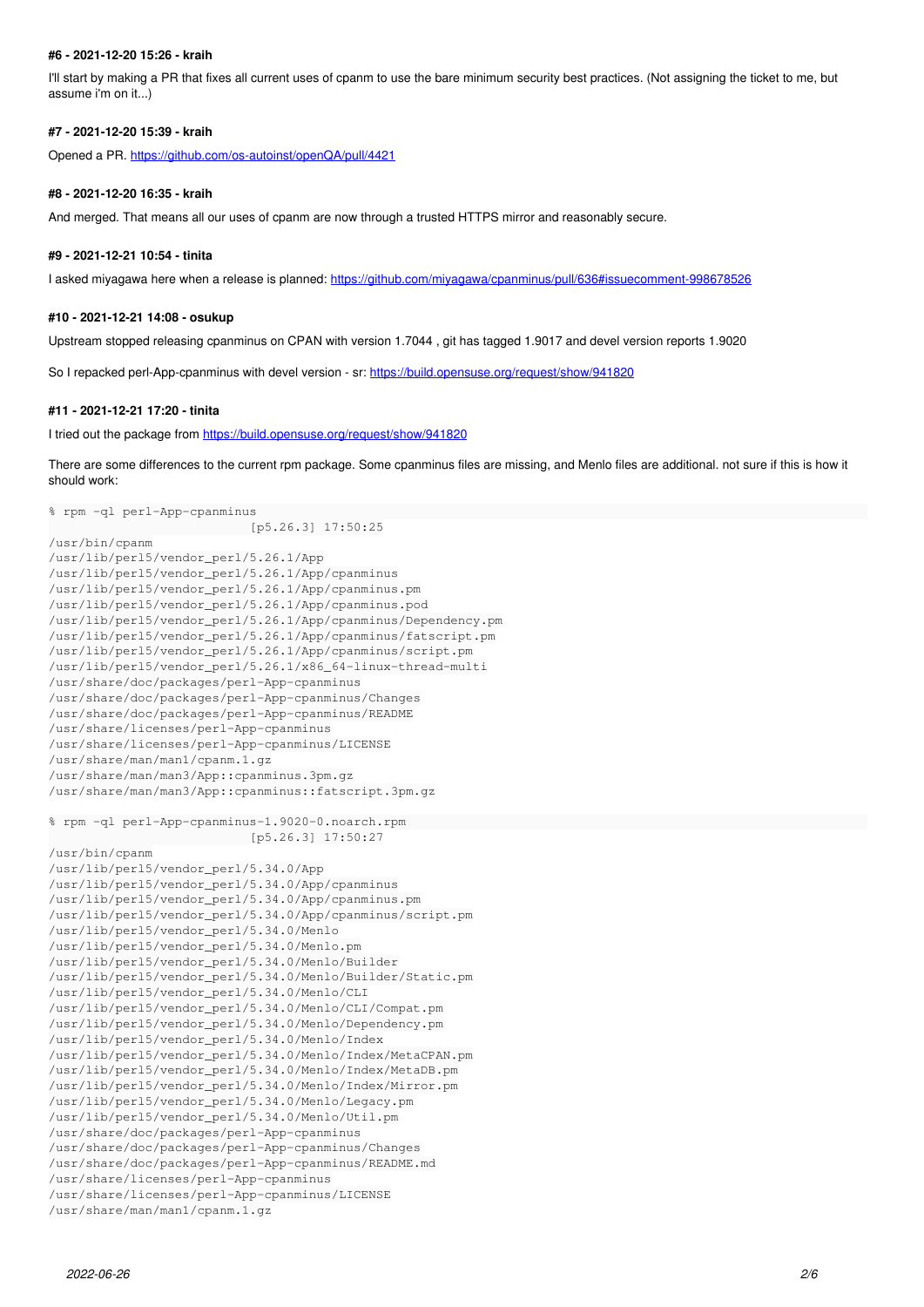#### #6 - 2021-12-20 15:26 - kraih

I'll start by making a PR that fixes all current uses of cpanm to use the bare minimum security best practices. (Not assigning the ticket to me, but assume i'm on it...)

#### #7 - 2021-12-20 15:39 - kraih

Opened a PR. https://github.com/os-autoinst/openQA/pull/4421

#### #8 - 2021-12-20 16:35 - kraih

And merged. That means all our uses of cpanm are now through a trusted HTTPS mirror and reasonably secure.

#### #9 - 2021-12-21 10:54 - tinita

I asked miyagawa here when a release is planned: https://github.com/miyagawa/cpanminus/pull/636#issuecomment-998678526

#### #10 - 2021-12-21 14:08 - osukup

Upstream stopped releasing cpanminus on CPAN with version 1.7044 , git has tagged 1.9017 and devel version reports 1.9020

So I repacked perl-App-cpanminus with devel version - sr: https://build.opensuse.org/request/show/941820

#### #11 - 2021-12-21 17:20 - tinita

I tried out the package from https://build.opensuse.org/request/show/941820

There are some differences to the current rpm package. Some cpanminus files are missing, and Menlo files are additional. not sure if this is how it should work:

```
% rpm -ql perl-App-cpanminus
                            [p5.26.3] 17:50:25
/usr/bin/cpanm
/usr/lib/perl5/vendor_perl/5.26.1/App
/usr/lib/perl5/vendor_perl/5.26.1/App/cpanminus
/usr/lib/perl5/vendor_perl/5.26.1/App/cpanminus.pm
/usr/lib/perl5/vendor_perl/5.26.1/App/cpanminus.pod
/usr/lib/perl5/vendor_perl/5.26.1/App/cpanminus/Dependency.pm
/usr/lib/perl5/vendor_perl/5.26.1/App/cpanminus/fatscript.pm
/usr/lib/perl5/vendor_perl/5.26.1/App/cpanminus/script.pm
/usr/lib/perl5/vendor_perl/5.26.1/x86_64-linux-thread-multi
/usr/share/doc/packages/perl-App-cpanminus
/usr/share/doc/packages/perl-App-cpanminus/Changes
/usr/share/doc/packages/perl-App-cpanminus/README
/usr/share/licenses/perl-App-cpanminus
/usr/share/licenses/perl-App-cpanminus/LICENSE
/usr/share/man/man1/cpanm.1.gz
/usr/share/man/man3/App::cpanminus.3pm.gz
/usr/share/man/man3/App::cpanminus::fatscript.3pm.gz
```

```
% rpm -ql perl-App-cpanminus-1.9020-0.noarch.rpm
                            [p5.26.3] 17:50:27
/usr/bin/cpanm
/usr/lib/perl5/vendor_perl/5.34.0/App
/usr/lib/perl5/vendor_perl/5.34.0/App/cpanminus
/usr/lib/perl5/vendor_perl/5.34.0/App/cpanminus.pm
/usr/lib/perl5/vendor_perl/5.34.0/App/cpanminus/script.pm
/usr/lib/perl5/vendor_perl/5.34.0/Menlo
/usr/lib/perl5/vendor_perl/5.34.0/Menlo.pm
/usr/lib/perl5/vendor_perl/5.34.0/Menlo/Builder
/usr/lib/perl5/vendor_perl/5.34.0/Menlo/Builder/Static.pm
/usr/lib/perl5/vendor_perl/5.34.0/Menlo/CLI
/usr/lib/perl5/vendor_perl/5.34.0/Menlo/CLI/Compat.pm
/usr/lib/perl5/vendor_perl/5.34.0/Menlo/Dependency.pm
/usr/lib/perl5/vendor_perl/5.34.0/Menlo/Index
/usr/lib/perl5/vendor_perl/5.34.0/Menlo/Index/MetaCPAN.pm
/usr/lib/perl5/vendor_perl/5.34.0/Menlo/Index/MetaDB.pm
/usr/lib/perl5/vendor_perl/5.34.0/Menlo/Index/Mirror.pm
/usr/lib/perl5/vendor_perl/5.34.0/Menlo/Legacy.pm
/usr/lib/perl5/vendor_perl/5.34.0/Menlo/Util.pm
/usr/share/doc/packages/perl-App-cpanminus
/usr/share/doc/packages/perl-App-cpanminus/Changes
/usr/share/doc/packages/perl-App-cpanminus/README.md
/usr/share/licenses/perl-App-cpanminus
/usr/share/licenses/perl-App-cpanminus/LICENSE
/usr/share/man/man1/cpanm.1.gz
```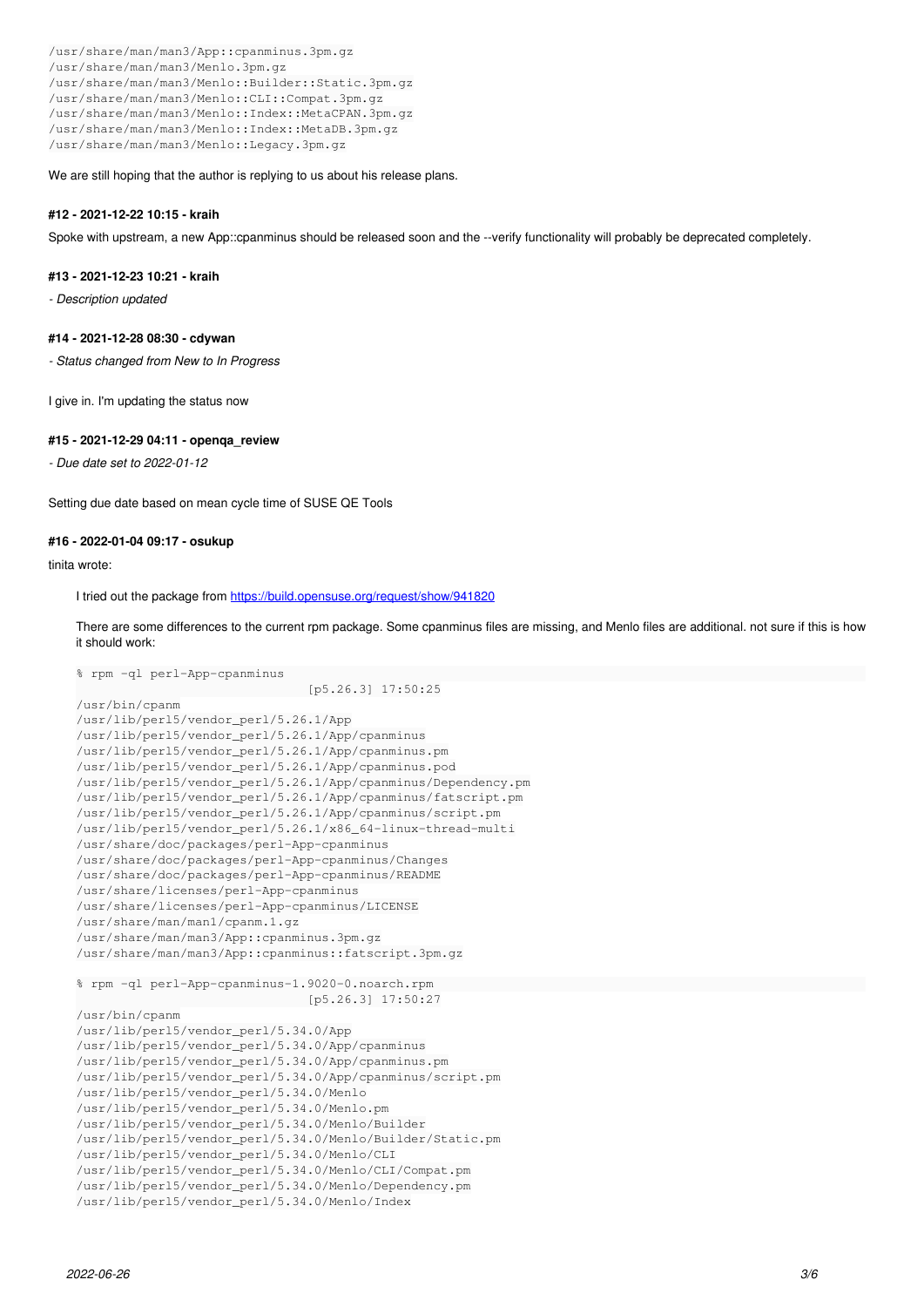```
/usr/share/man/man3/App::cpanminus.3pm.gz
/usr/share/man/man3/Menlo.3pm.gz
/usr/share/man/man3/Menlo::Builder::Static.3pm.gz
/usr/share/man/man3/Menlo::CLI::Compat.3pm.gz
/usr/share/man/man3/Menlo::Index::MetaCPAN.3pm.gz
/usr/share/man/man3/Menlo::Index::MetaDB.3pm.gz
/usr/share/man/man3/Menlo::Legacy.3pm.gz
```

We are still hoping that the author is replying to us about his release plans.

#### #12 - 2021-12-22 10:15 - kraih

Spoke with upstream, a new App::cpanminus should be released soon and the --verify functionality will probably be deprecated completely.

#### #13 - 2021-12-23 10:21 - kraih

*- Description updated*

#### #14 - 2021-12-28 08:30 - cdywan

*- Status changed from New to In Progress*

I give in. I'm updating the status now

#### #15 - 2021-12-29 04:11 - openqa_review

*- Due date set to 2022-01-12*

Setting due date based on mean cycle time of SUSE QE Tools

#### #16 - 2022-01-04 09:17 - osukup

tinita wrote:

> I tried out the package from https://build.opensuse.org/request/show/941820
>
> There are some differences to the current rpm package. Some cpanminus files are missing, and Menlo files are additional. not sure if this is how it should work:
>
> ```
> % rpm -ql perl-App-cpanminus
>                                 [p5.26.3] 17:50:25
> /usr/bin/cpanm
> /usr/lib/perl5/vendor_perl/5.26.1/App
> /usr/lib/perl5/vendor_perl/5.26.1/App/cpanminus
> /usr/lib/perl5/vendor_perl/5.26.1/App/cpanminus.pm
> /usr/lib/perl5/vendor_perl/5.26.1/App/cpanminus.pod
> /usr/lib/perl5/vendor_perl/5.26.1/App/cpanminus/Dependency.pm
> /usr/lib/perl5/vendor_perl/5.26.1/App/cpanminus/fatscript.pm
> /usr/lib/perl5/vendor_perl/5.26.1/App/cpanminus/script.pm
> /usr/lib/perl5/vendor_perl/5.26.1/x86_64-linux-thread-multi
> /usr/share/doc/packages/perl-App-cpanminus
> /usr/share/doc/packages/perl-App-cpanminus/Changes
> /usr/share/doc/packages/perl-App-cpanminus/README
> /usr/share/licenses/perl-App-cpanminus
> /usr/share/licenses/perl-App-cpanminus/LICENSE
> /usr/share/man/man1/cpanm.1.gz
> /usr/share/man/man3/App::cpanminus.3pm.gz
> /usr/share/man/man3/App::cpanminus::fatscript.3pm.gz
>
> % rpm -ql perl-App-cpanminus-1.9020-0.noarch.rpm
>                                 [p5.26.3] 17:50:27
> /usr/bin/cpanm
> /usr/lib/perl5/vendor_perl/5.34.0/App
> /usr/lib/perl5/vendor_perl/5.34.0/App/cpanminus
> /usr/lib/perl5/vendor_perl/5.34.0/App/cpanminus.pm
> /usr/lib/perl5/vendor_perl/5.34.0/App/cpanminus/script.pm
> /usr/lib/perl5/vendor_perl/5.34.0/Menlo
> /usr/lib/perl5/vendor_perl/5.34.0/Menlo.pm
> /usr/lib/perl5/vendor_perl/5.34.0/Menlo/Builder
> /usr/lib/perl5/vendor_perl/5.34.0/Menlo/Builder/Static.pm
> /usr/lib/perl5/vendor_perl/5.34.0/Menlo/CLI
> /usr/lib/perl5/vendor_perl/5.34.0/Menlo/CLI/Compat.pm
> /usr/lib/perl5/vendor_perl/5.34.0/Menlo/Dependency.pm
> /usr/lib/perl5/vendor_perl/5.34.0/Menlo/Index
> ```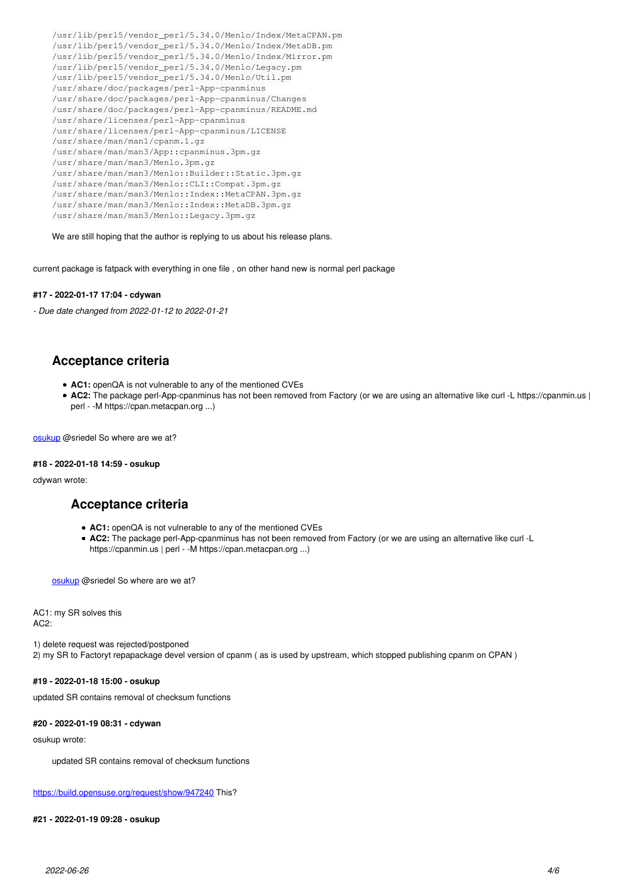```
/usr/lib/perl5/vendor_perl/5.34.0/Menlo/Index/MetaCPAN.pm
/usr/lib/perl5/vendor_perl/5.34.0/Menlo/Index/MetaDB.pm
/usr/lib/perl5/vendor_perl/5.34.0/Menlo/Index/Mirror.pm
/usr/lib/perl5/vendor_perl/5.34.0/Menlo/Legacy.pm
/usr/lib/perl5/vendor_perl/5.34.0/Menlo/Util.pm
/usr/share/doc/packages/perl-App-cpanminus
/usr/share/doc/packages/perl-App-cpanminus/Changes
/usr/share/doc/packages/perl-App-cpanminus/README.md
/usr/share/licenses/perl-App-cpanminus
/usr/share/licenses/perl-App-cpanminus/LICENSE
/usr/share/man/man1/cpanm.1.gz
/usr/share/man/man3/App::cpanminus.3pm.gz
/usr/share/man/man3/Menlo.3pm.gz
/usr/share/man/man3/Menlo::Builder::Static.3pm.gz
/usr/share/man/man3/Menlo::CLI::Compat.3pm.gz
/usr/share/man/man3/Menlo::Index::MetaCPAN.3pm.gz
/usr/share/man/man3/Menlo::Index::MetaDB.3pm.gz
/usr/share/man/man3/Menlo::Legacy.3pm.gz
```

> We are still hoping that the author is replying to us about his release plans.

current package is fatpack with everything in one file , on other hand new is normal perl package

#### #17 - 2022-01-17 17:04 - cdywan

*- Due date changed from 2022-01-12 to 2022-01-21*

> ## Acceptance criteria
>
> - **AC1:** openQA is not vulnerable to any of the mentioned CVEs
> - **AC2:** The package perl-App-cpanminus has not been removed from Factory (or we are using an alternative like curl -L https://cpanmin.us | perl - -M https://cpan.metacpan.org ...)

osukup @sriedel So where are we at?

#### #18 - 2022-01-18 14:59 - osukup

cdywan wrote:

> > ## Acceptance criteria
> >
> > - **AC1:** openQA is not vulnerable to any of the mentioned CVEs
> > - **AC2:** The package perl-App-cpanminus has not been removed from Factory (or we are using an alternative like curl -L https://cpanmin.us | perl - -M https://cpan.metacpan.org ...)
>
> osukup @sriedel So where are we at?

AC1: my SR solves this
AC2:

1) delete request was rejected/postponed
2) my SR to Factoryt repapackage devel version of cpanm ( as is used by upstream, which stopped publishing cpanm on CPAN )

#### #19 - 2022-01-18 15:00 - osukup

updated SR contains removal of checksum functions

#### #20 - 2022-01-19 08:31 - cdywan

osukup wrote:

> updated SR contains removal of checksum functions

https://build.opensuse.org/request/show/947240 This?

#### #21 - 2022-01-19 09:28 - osukup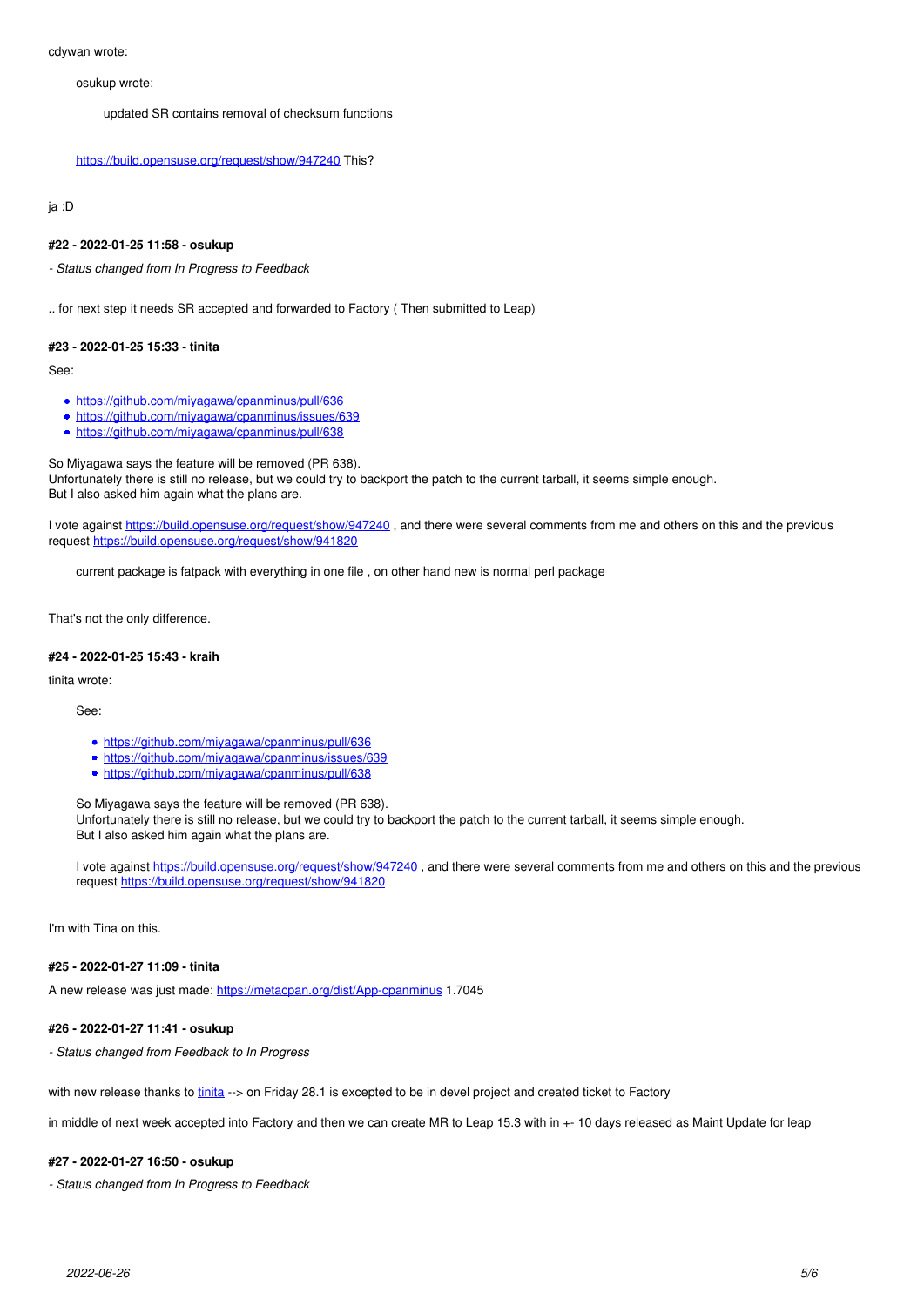cdywan wrote:

> osukup wrote:
>
> > updated SR contains removal of checksum functions
>
> https://build.opensuse.org/request/show/947240 This?

ja :D

#### #22 - 2022-01-25 11:58 - osukup

*- Status changed from In Progress to Feedback*

.. for next step it needs SR accepted and forwarded to Factory ( Then submitted to Leap)

#### #23 - 2022-01-25 15:33 - tinita

See:

- https://github.com/miyagawa/cpanminus/pull/636
- https://github.com/miyagawa/cpanminus/issues/639
- https://github.com/miyagawa/cpanminus/pull/638

So Miyagawa says the feature will be removed (PR 638).
Unfortunately there is still no release, but we could try to backport the patch to the current tarball, it seems simple enough.
But I also asked him again what the plans are.

I vote against https://build.opensuse.org/request/show/947240 , and there were several comments from me and others on this and the previous request https://build.opensuse.org/request/show/941820

> current package is fatpack with everything in one file , on other hand new is normal perl package

That's not the only difference.

#### #24 - 2022-01-25 15:43 - kraih

tinita wrote:

> See:
>
> - https://github.com/miyagawa/cpanminus/pull/636
> - https://github.com/miyagawa/cpanminus/issues/639
> - https://github.com/miyagawa/cpanminus/pull/638
>
> So Miyagawa says the feature will be removed (PR 638).
> Unfortunately there is still no release, but we could try to backport the patch to the current tarball, it seems simple enough.
> But I also asked him again what the plans are.
>
> I vote against https://build.opensuse.org/request/show/947240 , and there were several comments from me and others on this and the previous request https://build.opensuse.org/request/show/941820

I'm with Tina on this.

#### #25 - 2022-01-27 11:09 - tinita

A new release was just made: https://metacpan.org/dist/App-cpanminus 1.7045

#### #26 - 2022-01-27 11:41 - osukup

*- Status changed from Feedback to In Progress*

with new release thanks to tinita --> on Friday 28.1 is excepted to be in devel project and created ticket to Factory

in middle of next week accepted into Factory and then we can create MR to Leap 15.3 with in +- 10 days released as Maint Update for leap

#### #27 - 2022-01-27 16:50 - osukup

*- Status changed from In Progress to Feedback*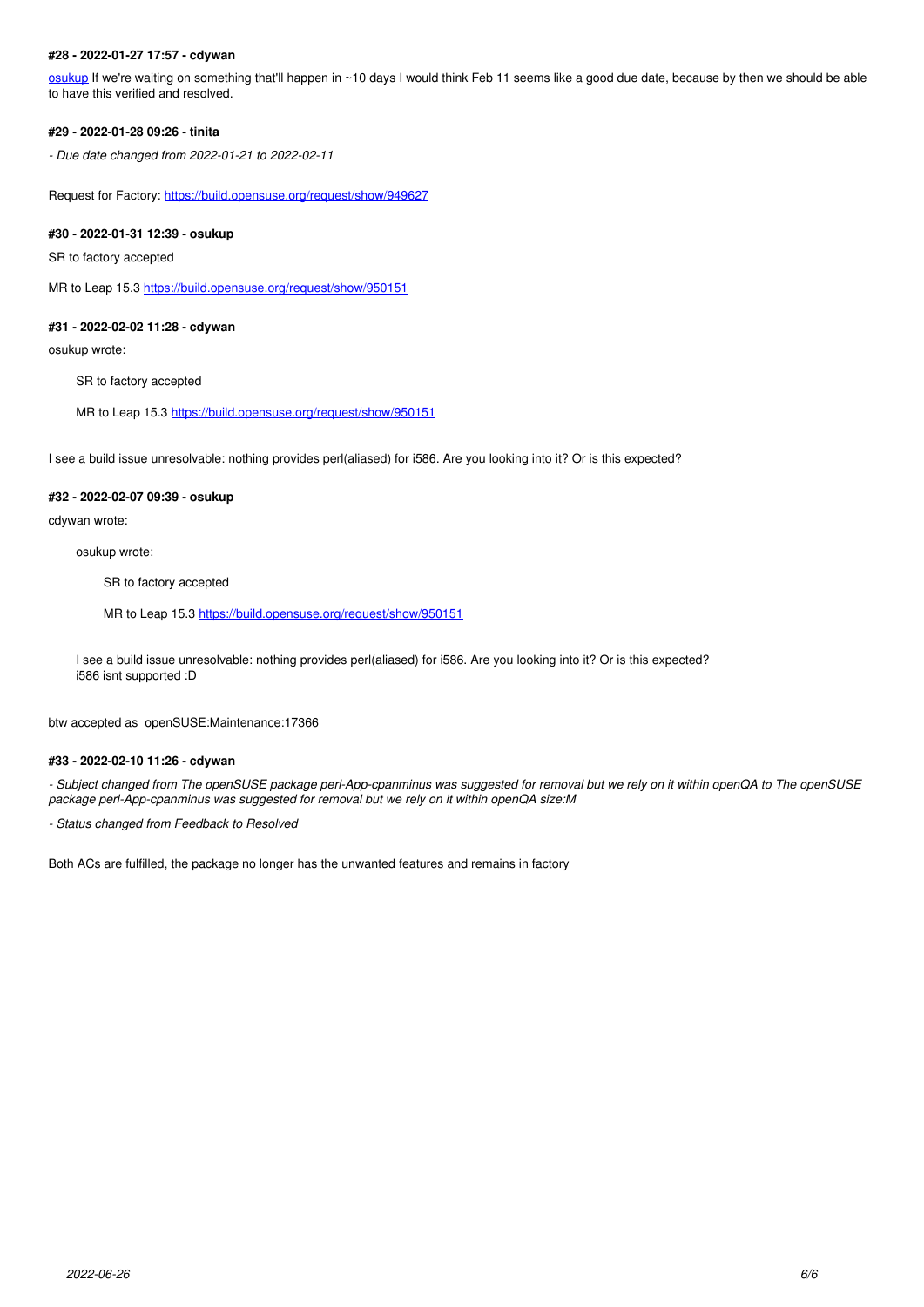#### #28 - 2022-01-27 17:57 - cdywan

[osukup](#) If we're waiting on something that'll happen in ~10 days I would think Feb 11 seems like a good due date, because by then we should be able to have this verified and resolved.

#### #29 - 2022-01-28 09:26 - tinita

*- Due date changed from 2022-01-21 to 2022-02-11*

Request for Factory: [https://build.opensuse.org/request/show/949627](https://build.opensuse.org/request/show/949627)

#### #30 - 2022-01-31 12:39 - osukup

SR to factory accepted

MR to Leap 15.3 [https://build.opensuse.org/request/show/950151](https://build.opensuse.org/request/show/950151)

#### #31 - 2022-02-02 11:28 - cdywan

osukup wrote:

> SR to factory accepted
>
> MR to Leap 15.3 [https://build.opensuse.org/request/show/950151](https://build.opensuse.org/request/show/950151)

I see a build issue unresolvable: nothing provides perl(aliased) for i586. Are you looking into it? Or is this expected?

#### #32 - 2022-02-07 09:39 - osukup

cdywan wrote:

> osukup wrote:
>
> > SR to factory accepted
> >
> > MR to Leap 15.3 [https://build.opensuse.org/request/show/950151](https://build.opensuse.org/request/show/950151)
>
> I see a build issue unresolvable: nothing provides perl(aliased) for i586. Are you looking into it? Or is this expected?
> i586 isnt supported :D

btw accepted as openSUSE:Maintenance:17366

#### #33 - 2022-02-10 11:26 - cdywan

*- Subject changed from The openSUSE package perl-App-cpanminus was suggested for removal but we rely on it within openQA to The openSUSE package perl-App-cpanminus was suggested for removal but we rely on it within openQA size:M*

*- Status changed from Feedback to Resolved*

Both ACs are fulfilled, the package no longer has the unwanted features and remains in factory